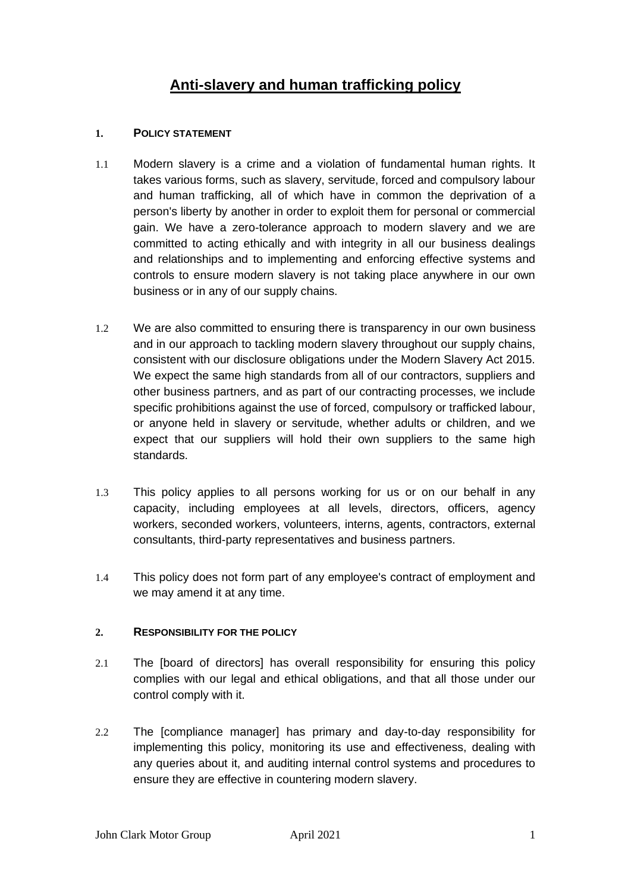# Anti-slavery and human trafficking policy

## 1. POLICY STATEMENT

1.1 Modern slavery is a crime and a violation of fundamental human rights. It takes various forms, such as slavery, servitude, forced and compulsory labour and human trafficking, all of which have in common the deprivation of a person's liberty by another in order to exploit them for personal or commercial gain. We have a zero-tolerance approach to modern slavery and we are committed to acting ethically and with integrity in all our business dealings and relationships and to implementing and enforcing effective systems and controls to ensure modern slavery is not taking place anywhere in our own business or in any of our supply chains.

1.2 We are also committed to ensuring there is transparency in our own business and in our approach to tackling modern slavery throughout our supply chains, consistent with our disclosure obligations under the Modern Slavery Act 2015. We expect the same high standards from all of our contractors, suppliers and other business partners, and as part of our contracting processes, we include specific prohibitions against the use of forced, compulsory or trafficked labour, or anyone held in slavery or servitude, whether adults or children, and we expect that our suppliers will hold their own suppliers to the same high standards.

1.3 This policy applies to all persons working for us or on our behalf in any capacity, including employees at all levels, directors, officers, agency workers, seconded workers, volunteers, interns, agents, contractors, external consultants, third-party representatives and business partners.

1.4 This policy does not form part of any employee's contract of employment and we may amend it at any time.

## 2. RESPONSIBILITY FOR THE POLICY

2.1 The [board of directors] has overall responsibility for ensuring this policy complies with our legal and ethical obligations, and that all those under our control comply with it.

2.2 The [compliance manager] has primary and day-to-day responsibility for implementing this policy, monitoring its use and effectiveness, dealing with any queries about it, and auditing internal control systems and procedures to ensure they are effective in countering modern slavery.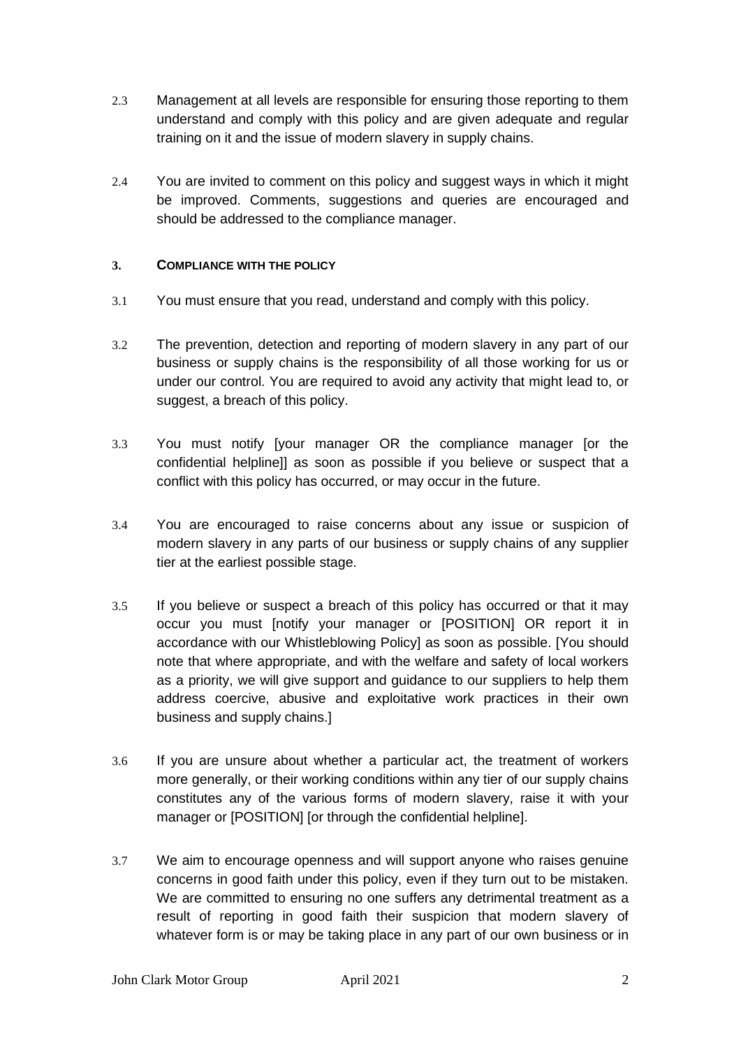2.3 Management at all levels are responsible for ensuring those reporting to them understand and comply with this policy and are given adequate and regular training on it and the issue of modern slavery in supply chains.

2.4 You are invited to comment on this policy and suggest ways in which it might be improved. Comments, suggestions and queries are encouraged and should be addressed to the compliance manager.

## 3. COMPLIANCE WITH THE POLICY

3.1 You must ensure that you read, understand and comply with this policy.

3.2 The prevention, detection and reporting of modern slavery in any part of our business or supply chains is the responsibility of all those working for us or under our control. You are required to avoid any activity that might lead to, or suggest, a breach of this policy.

3.3 You must notify [your manager OR the compliance manager [or the confidential helpline]] as soon as possible if you believe or suspect that a conflict with this policy has occurred, or may occur in the future.

3.4 You are encouraged to raise concerns about any issue or suspicion of modern slavery in any parts of our business or supply chains of any supplier tier at the earliest possible stage.

3.5 If you believe or suspect a breach of this policy has occurred or that it may occur you must [notify your manager or [POSITION] OR report it in accordance with our Whistleblowing Policy] as soon as possible. [You should note that where appropriate, and with the welfare and safety of local workers as a priority, we will give support and guidance to our suppliers to help them address coercive, abusive and exploitative work practices in their own business and supply chains.]

3.6 If you are unsure about whether a particular act, the treatment of workers more generally, or their working conditions within any tier of our supply chains constitutes any of the various forms of modern slavery, raise it with your manager or [POSITION] [or through the confidential helpline].

3.7 We aim to encourage openness and will support anyone who raises genuine concerns in good faith under this policy, even if they turn out to be mistaken. We are committed to ensuring no one suffers any detrimental treatment as a result of reporting in good faith their suspicion that modern slavery of whatever form is or may be taking place in any part of our own business or in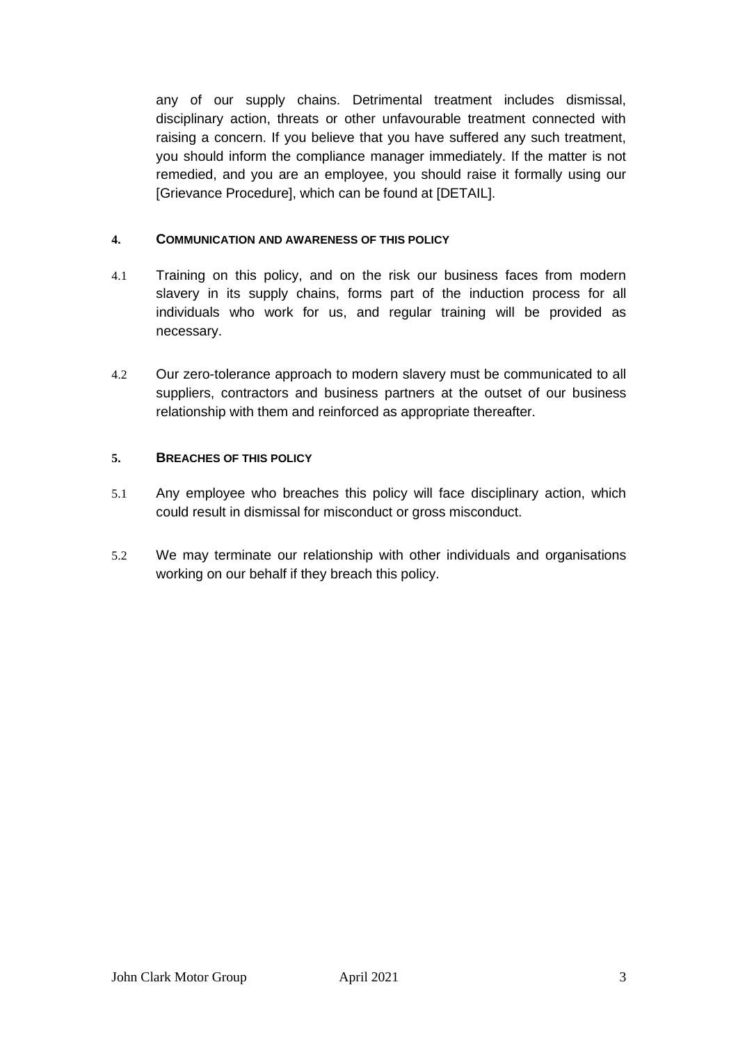any of our supply chains. Detrimental treatment includes dismissal, disciplinary action, threats or other unfavourable treatment connected with raising a concern. If you believe that you have suffered any such treatment, you should inform the compliance manager immediately. If the matter is not remedied, and you are an employee, you should raise it formally using our [Grievance Procedure], which can be found at [DETAIL].

## 4. COMMUNICATION AND AWARENESS OF THIS POLICY

4.1 Training on this policy, and on the risk our business faces from modern slavery in its supply chains, forms part of the induction process for all individuals who work for us, and regular training will be provided as necessary.

4.2 Our zero-tolerance approach to modern slavery must be communicated to all suppliers, contractors and business partners at the outset of our business relationship with them and reinforced as appropriate thereafter.

## 5. BREACHES OF THIS POLICY

5.1 Any employee who breaches this policy will face disciplinary action, which could result in dismissal for misconduct or gross misconduct.

5.2 We may terminate our relationship with other individuals and organisations working on our behalf if they breach this policy.